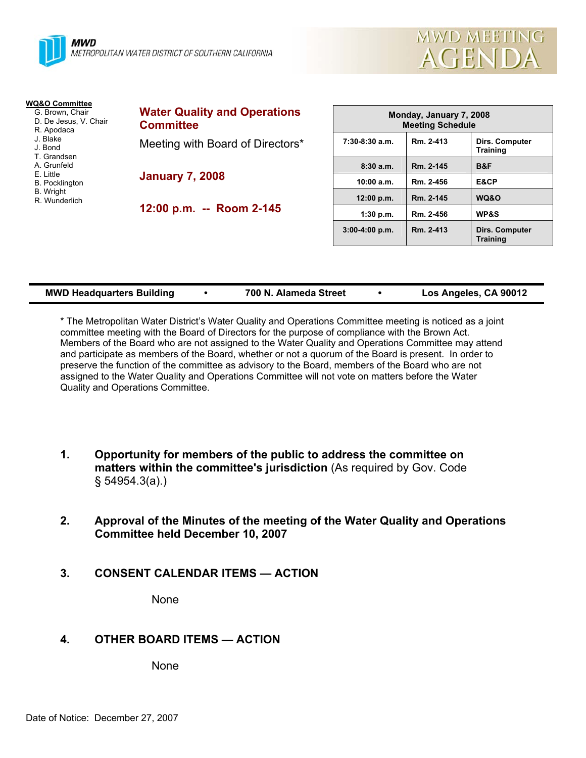**MWD**
METROPOLITAN WATER DISTRICT OF SOUTHERN CALIFORNIA

# MWD MEETING AGENDA

**WQ&O Committee**
G. Brown, Chair
D. De Jesus, V. Chair
R. Apodaca
J. Blake
J. Bond
T. Grandsen
A. Grunfeld
E. Little
B. Pocklington
B. Wright
R. Wunderlich

## Water Quality and Operations Committee

Meeting with Board of Directors*

**January 7, 2008**

**12:00 p.m. -- Room 2-145**

| Monday, January 7, 2008 Meeting Schedule | | |
|---|---|---|
| 7:30-8:30 a.m. | Rm. 2-413 | Dirs. Computer Training |
| 8:30 a.m. | Rm. 2-145 | B&F |
| 10:00 a.m. | Rm. 2-456 | E&CP |
| 12:00 p.m. | Rm. 2-145 | WQ&O |
| 1:30 p.m. | Rm. 2-456 | WP&S |
| 3:00-4:00 p.m. | Rm. 2-413 | Dirs. Computer Training |

**MWD Headquarters Building • 700 N. Alameda Street • Los Angeles, CA 90012**

* The Metropolitan Water District's Water Quality and Operations Committee meeting is noticed as a joint committee meeting with the Board of Directors for the purpose of compliance with the Brown Act. Members of the Board who are not assigned to the Water Quality and Operations Committee may attend and participate as members of the Board, whether or not a quorum of the Board is present. In order to preserve the function of the committee as advisory to the Board, members of the Board who are not assigned to the Water Quality and Operations Committee will not vote on matters before the Water Quality and Operations Committee.

1. **Opportunity for members of the public to address the committee on matters within the committee's jurisdiction** (As required by Gov. Code § 54954.3(a).)

2. **Approval of the Minutes of the meeting of the Water Quality and Operations Committee held December 10, 2007**

3. **CONSENT CALENDAR ITEMS — ACTION**

   None

4. **OTHER BOARD ITEMS — ACTION**

   None

Date of Notice: December 27, 2007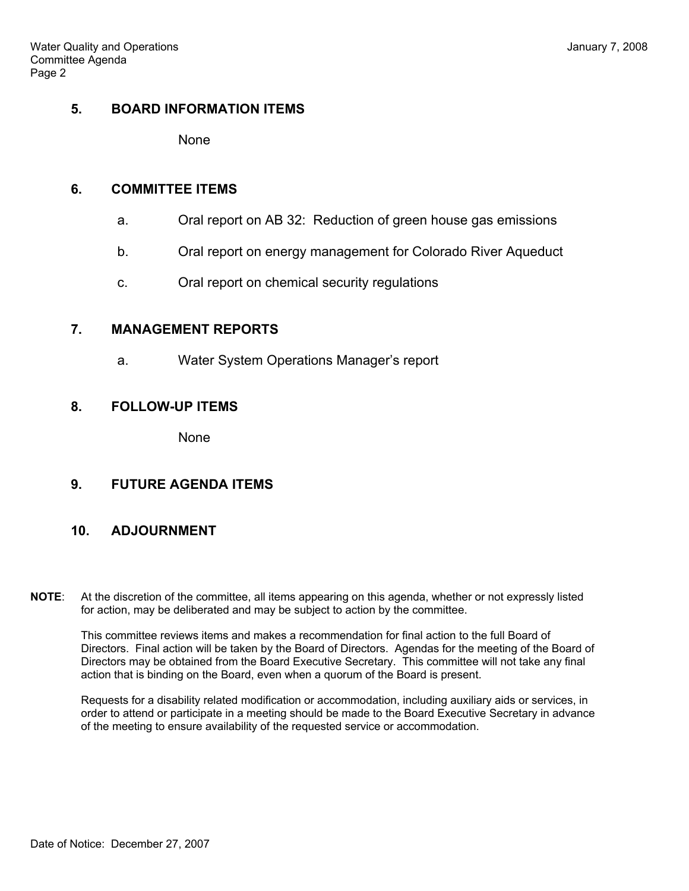## 5. BOARD INFORMATION ITEMS

None

## 6. COMMITTEE ITEMS

a. Oral report on AB 32: Reduction of green house gas emissions

b. Oral report on energy management for Colorado River Aqueduct

c. Oral report on chemical security regulations

## 7. MANAGEMENT REPORTS

a. Water System Operations Manager's report

## 8. FOLLOW-UP ITEMS

None

## 9. FUTURE AGENDA ITEMS

## 10. ADJOURNMENT

**NOTE**: At the discretion of the committee, all items appearing on this agenda, whether or not expressly listed for action, may be deliberated and may be subject to action by the committee.

This committee reviews items and makes a recommendation for final action to the full Board of Directors. Final action will be taken by the Board of Directors. Agendas for the meeting of the Board of Directors may be obtained from the Board Executive Secretary. This committee will not take any final action that is binding on the Board, even when a quorum of the Board is present.

Requests for a disability related modification or accommodation, including auxiliary aids or services, in order to attend or participate in a meeting should be made to the Board Executive Secretary in advance of the meeting to ensure availability of the requested service or accommodation.

Date of Notice: December 27, 2007